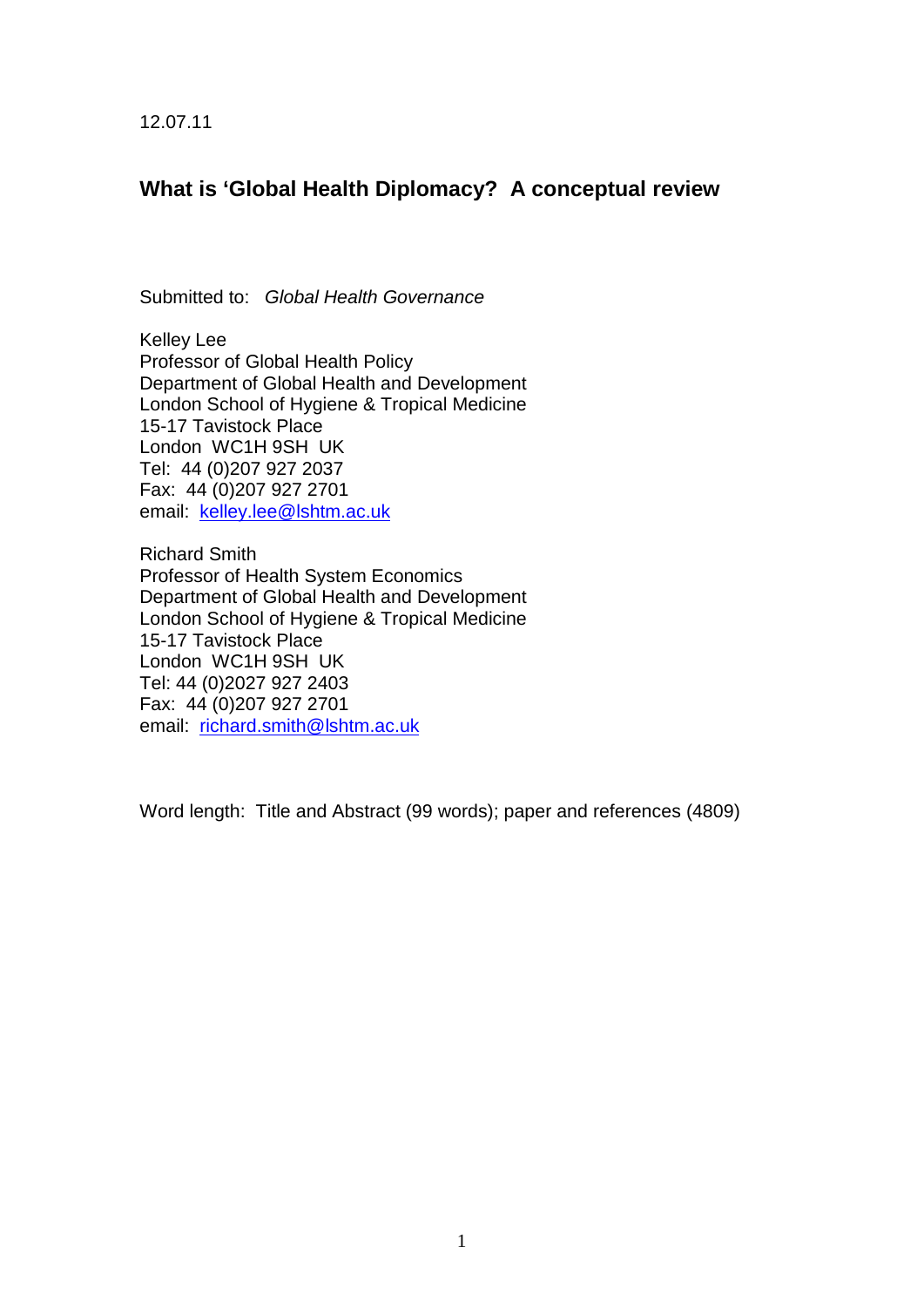12.07.11

# What is 'Global Health Diplomacy? A conceptual review

Submitted to: *Global Health Governance*

Kelley Lee
Professor of Global Health Policy
Department of Global Health and Development
London School of Hygiene & Tropical Medicine
15-17 Tavistock Place
London WC1H 9SH UK
Tel: 44 (0)207 927 2037
Fax: 44 (0)207 927 2701
email: kelley.lee@lshtm.ac.uk

Richard Smith
Professor of Health System Economics
Department of Global Health and Development
London School of Hygiene & Tropical Medicine
15-17 Tavistock Place
London WC1H 9SH UK
Tel: 44 (0)2027 927 2403
Fax: 44 (0)207 927 2701
email: richard.smith@lshtm.ac.uk

Word length: Title and Abstract (99 words); paper and references (4809)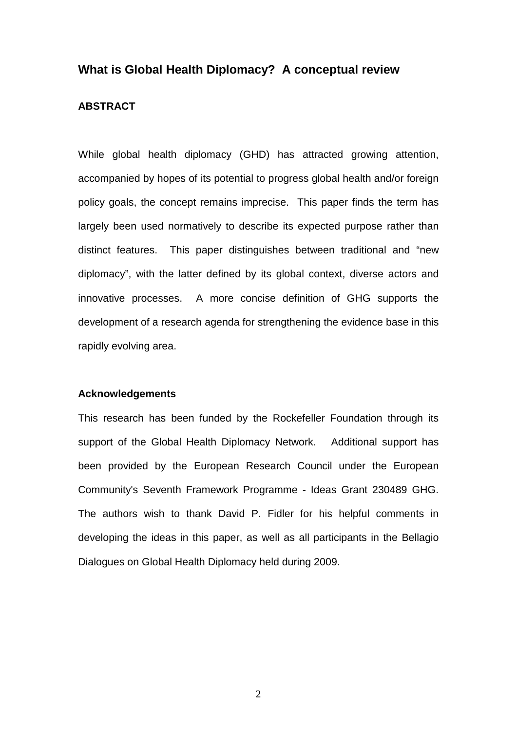## What is Global Health Diplomacy? A conceptual review

### ABSTRACT

While global health diplomacy (GHD) has attracted growing attention, accompanied by hopes of its potential to progress global health and/or foreign policy goals, the concept remains imprecise. This paper finds the term has largely been used normatively to describe its expected purpose rather than distinct features. This paper distinguishes between traditional and "new diplomacy", with the latter defined by its global context, diverse actors and innovative processes. A more concise definition of GHG supports the development of a research agenda for strengthening the evidence base in this rapidly evolving area.

#### Acknowledgements

This research has been funded by the Rockefeller Foundation through its support of the Global Health Diplomacy Network. Additional support has been provided by the European Research Council under the European Community's Seventh Framework Programme - Ideas Grant 230489 GHG. The authors wish to thank David P. Fidler for his helpful comments in developing the ideas in this paper, as well as all participants in the Bellagio Dialogues on Global Health Diplomacy held during 2009.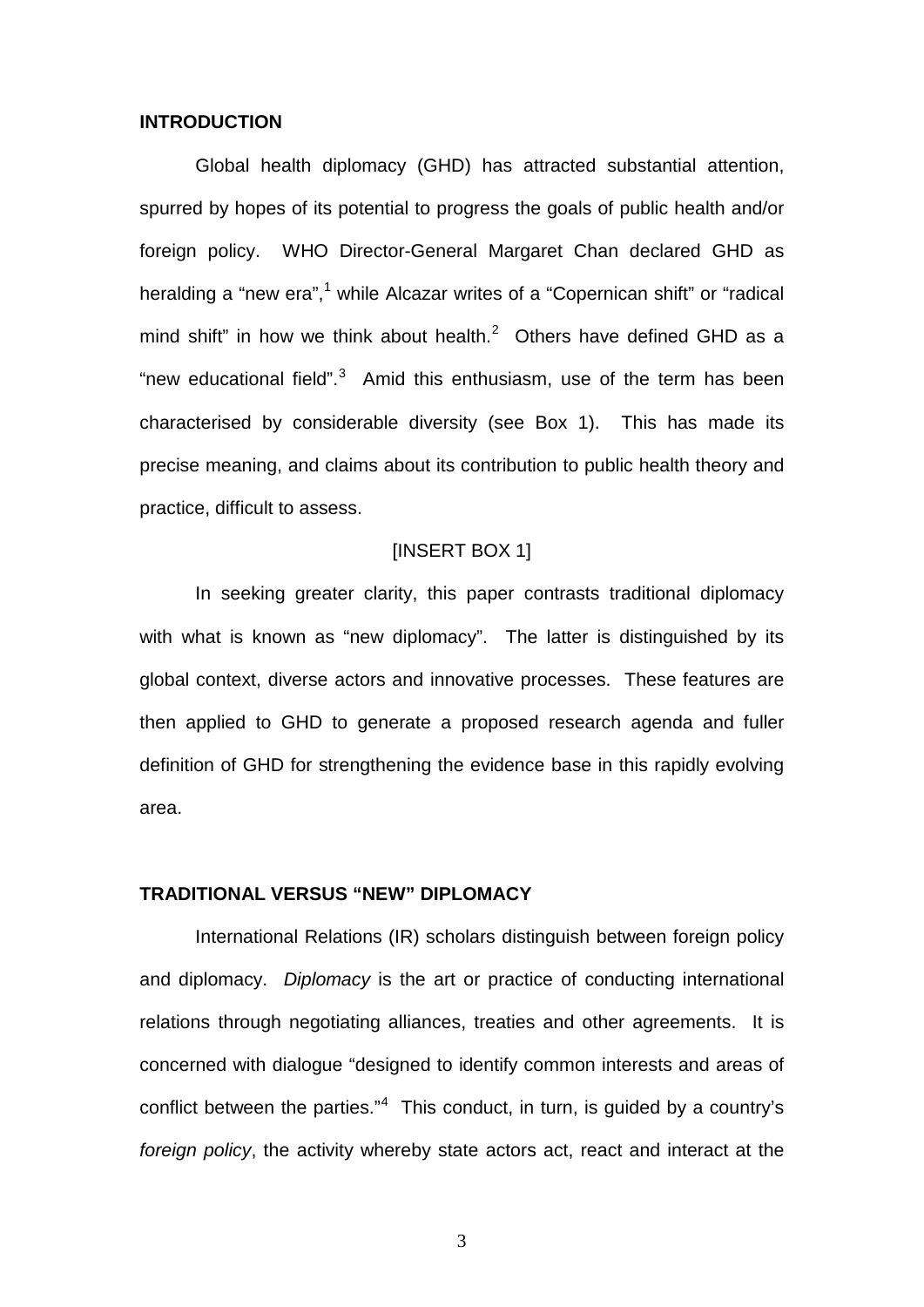## INTRODUCTION

Global health diplomacy (GHD) has attracted substantial attention, spurred by hopes of its potential to progress the goals of public health and/or foreign policy. WHO Director-General Margaret Chan declared GHD as heralding a "new era",[1] while Alcazar writes of a "Copernican shift" or "radical mind shift" in how we think about health.[2] Others have defined GHD as a "new educational field".[3] Amid this enthusiasm, use of the term has been characterised by considerable diversity (see Box 1). This has made its precise meaning, and claims about its contribution to public health theory and practice, difficult to assess.

[INSERT BOX 1]

In seeking greater clarity, this paper contrasts traditional diplomacy with what is known as "new diplomacy". The latter is distinguished by its global context, diverse actors and innovative processes. These features are then applied to GHD to generate a proposed research agenda and fuller definition of GHD for strengthening the evidence base in this rapidly evolving area.

## TRADITIONAL VERSUS "NEW" DIPLOMACY

International Relations (IR) scholars distinguish between foreign policy and diplomacy. *Diplomacy* is the art or practice of conducting international relations through negotiating alliances, treaties and other agreements. It is concerned with dialogue "designed to identify common interests and areas of conflict between the parties."[4] This conduct, in turn, is guided by a country's *foreign policy*, the activity whereby state actors act, react and interact at the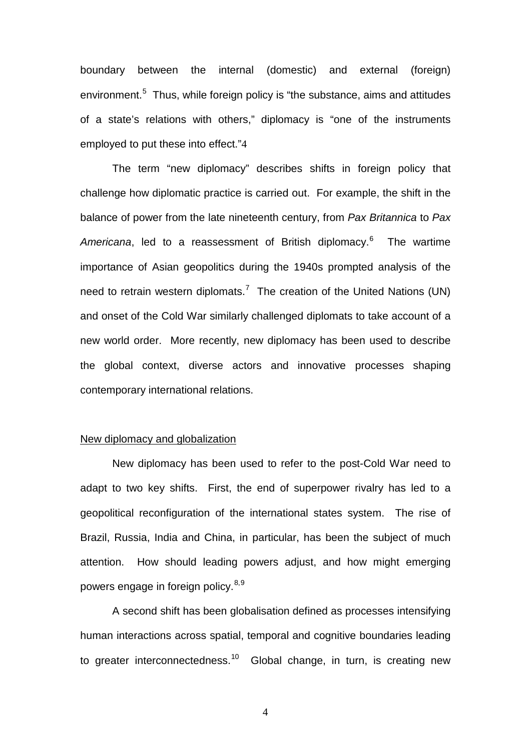boundary between the internal (domestic) and external (foreign) environment.[5] Thus, while foreign policy is "the substance, aims and attitudes of a state's relations with others," diplomacy is "one of the instruments employed to put these into effect."4

The term "new diplomacy" describes shifts in foreign policy that challenge how diplomatic practice is carried out. For example, the shift in the balance of power from the late nineteenth century, from *Pax Britannica* to *Pax Americana*, led to a reassessment of British diplomacy.[6] The wartime importance of Asian geopolitics during the 1940s prompted analysis of the need to retrain western diplomats.[7] The creation of the United Nations (UN) and onset of the Cold War similarly challenged diplomats to take account of a new world order. More recently, new diplomacy has been used to describe the global context, diverse actors and innovative processes shaping contemporary international relations.

## New diplomacy and globalization

New diplomacy has been used to refer to the post-Cold War need to adapt to two key shifts. First, the end of superpower rivalry has led to a geopolitical reconfiguration of the international states system. The rise of Brazil, Russia, India and China, in particular, has been the subject of much attention. How should leading powers adjust, and how might emerging powers engage in foreign policy.[8,9]

A second shift has been globalisation defined as processes intensifying human interactions across spatial, temporal and cognitive boundaries leading to greater interconnectedness.[10] Global change, in turn, is creating new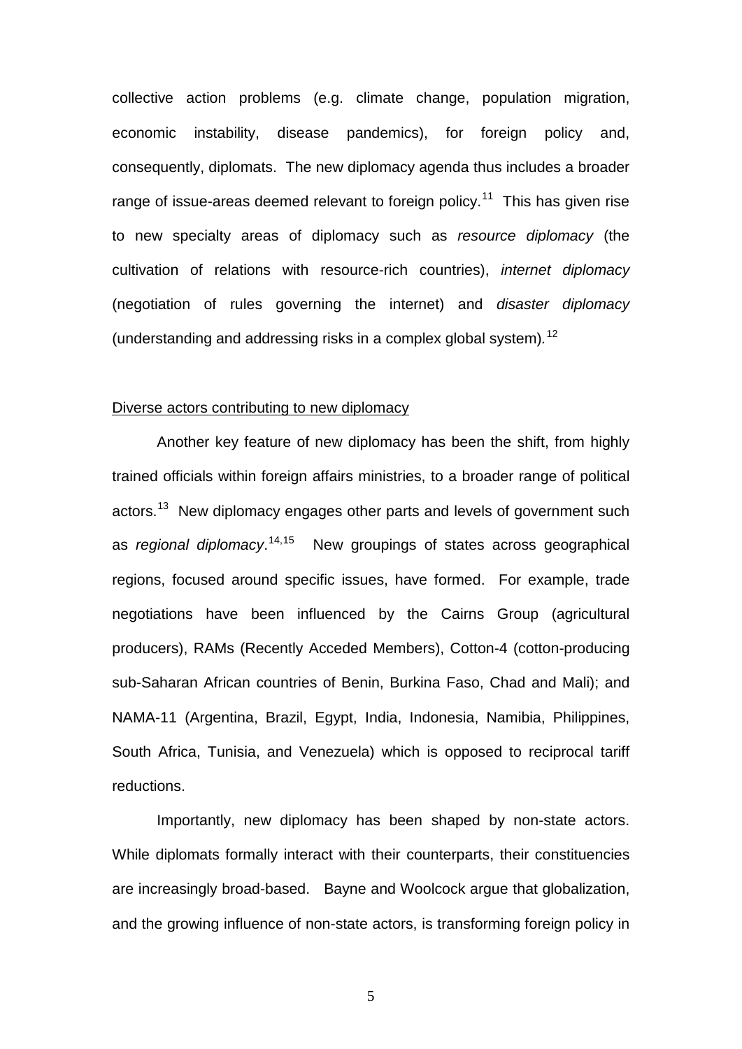collective action problems (e.g. climate change, population migration, economic instability, disease pandemics), for foreign policy and, consequently, diplomats. The new diplomacy agenda thus includes a broader range of issue-areas deemed relevant to foreign policy.[11] This has given rise to new specialty areas of diplomacy such as *resource diplomacy* (the cultivation of relations with resource-rich countries), *internet diplomacy* (negotiation of rules governing the internet) and *disaster diplomacy* (understanding and addressing risks in a complex global system).[12]

Diverse actors contributing to new diplomacy

Another key feature of new diplomacy has been the shift, from highly trained officials within foreign affairs ministries, to a broader range of political actors.[13] New diplomacy engages other parts and levels of government such as *regional diplomacy*.[14,15] New groupings of states across geographical regions, focused around specific issues, have formed. For example, trade negotiations have been influenced by the Cairns Group (agricultural producers), RAMs (Recently Acceded Members), Cotton-4 (cotton-producing sub-Saharan African countries of Benin, Burkina Faso, Chad and Mali); and NAMA-11 (Argentina, Brazil, Egypt, India, Indonesia, Namibia, Philippines, South Africa, Tunisia, and Venezuela) which is opposed to reciprocal tariff reductions.

Importantly, new diplomacy has been shaped by non-state actors. While diplomats formally interact with their counterparts, their constituencies are increasingly broad-based. Bayne and Woolcock argue that globalization, and the growing influence of non-state actors, is transforming foreign policy in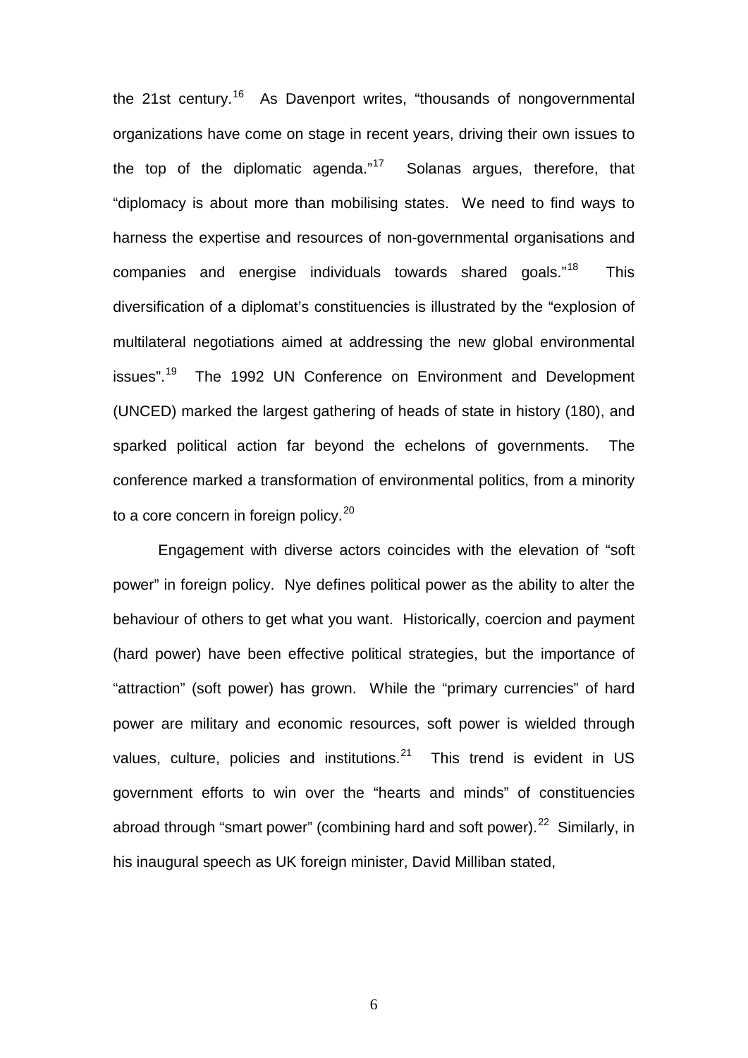the 21st century.[16] As Davenport writes, "thousands of nongovernmental organizations have come on stage in recent years, driving their own issues to the top of the diplomatic agenda."[17] Solanas argues, therefore, that "diplomacy is about more than mobilising states. We need to find ways to harness the expertise and resources of non-governmental organisations and companies and energise individuals towards shared goals."[18] This diversification of a diplomat's constituencies is illustrated by the "explosion of multilateral negotiations aimed at addressing the new global environmental issues".[19] The 1992 UN Conference on Environment and Development (UNCED) marked the largest gathering of heads of state in history (180), and sparked political action far beyond the echelons of governments. The conference marked a transformation of environmental politics, from a minority to a core concern in foreign policy.[20]

Engagement with diverse actors coincides with the elevation of "soft power" in foreign policy. Nye defines political power as the ability to alter the behaviour of others to get what you want. Historically, coercion and payment (hard power) have been effective political strategies, but the importance of "attraction" (soft power) has grown. While the "primary currencies" of hard power are military and economic resources, soft power is wielded through values, culture, policies and institutions.[21] This trend is evident in US government efforts to win over the "hearts and minds" of constituencies abroad through "smart power" (combining hard and soft power).[22] Similarly, in his inaugural speech as UK foreign minister, David Milliban stated,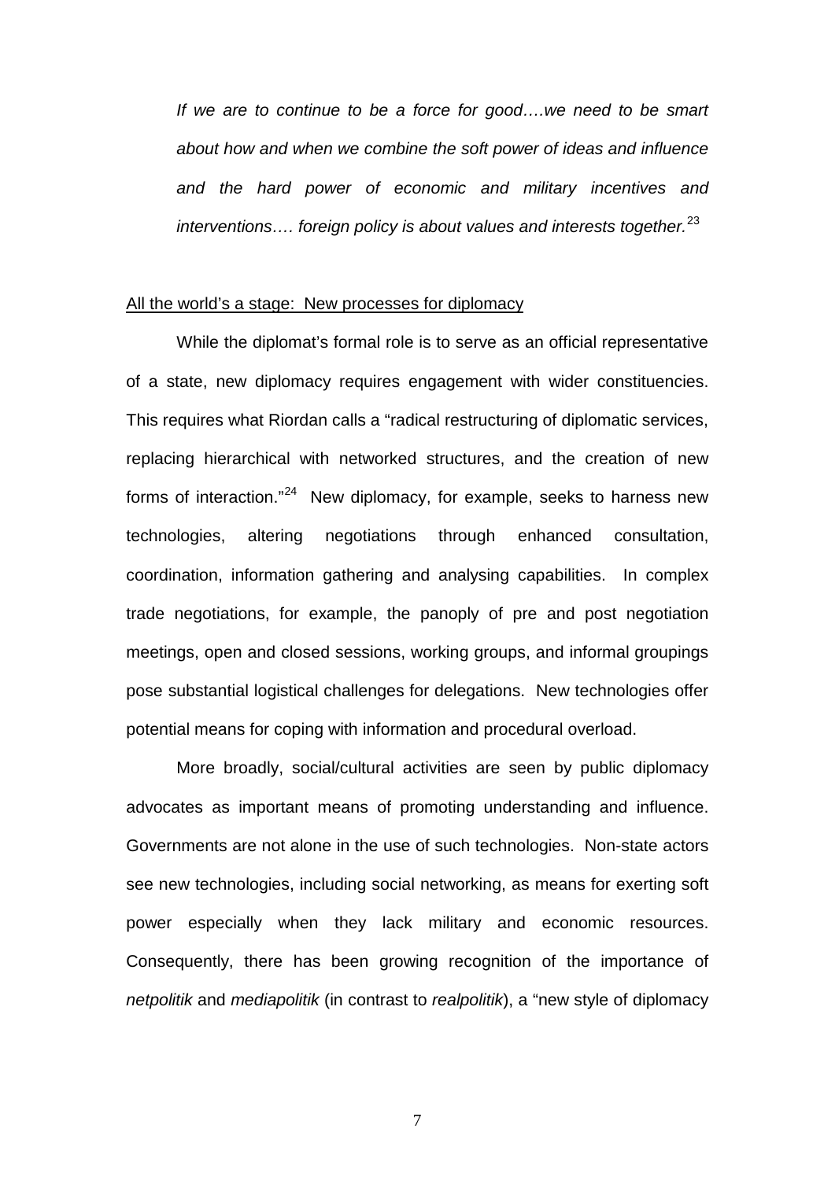*If we are to continue to be a force for good….we need to be smart about how and when we combine the soft power of ideas and influence and the hard power of economic and military incentives and interventions…. foreign policy is about values and interests together.*[23]

All the world's a stage: New processes for diplomacy

While the diplomat's formal role is to serve as an official representative of a state, new diplomacy requires engagement with wider constituencies. This requires what Riordan calls a "radical restructuring of diplomatic services, replacing hierarchical with networked structures, and the creation of new forms of interaction."[24] New diplomacy, for example, seeks to harness new technologies, altering negotiations through enhanced consultation, coordination, information gathering and analysing capabilities. In complex trade negotiations, for example, the panoply of pre and post negotiation meetings, open and closed sessions, working groups, and informal groupings pose substantial logistical challenges for delegations. New technologies offer potential means for coping with information and procedural overload.

More broadly, social/cultural activities are seen by public diplomacy advocates as important means of promoting understanding and influence. Governments are not alone in the use of such technologies. Non-state actors see new technologies, including social networking, as means for exerting soft power especially when they lack military and economic resources. Consequently, there has been growing recognition of the importance of *netpolitik* and *mediapolitik* (in contrast to *realpolitik*), a "new style of diplomacy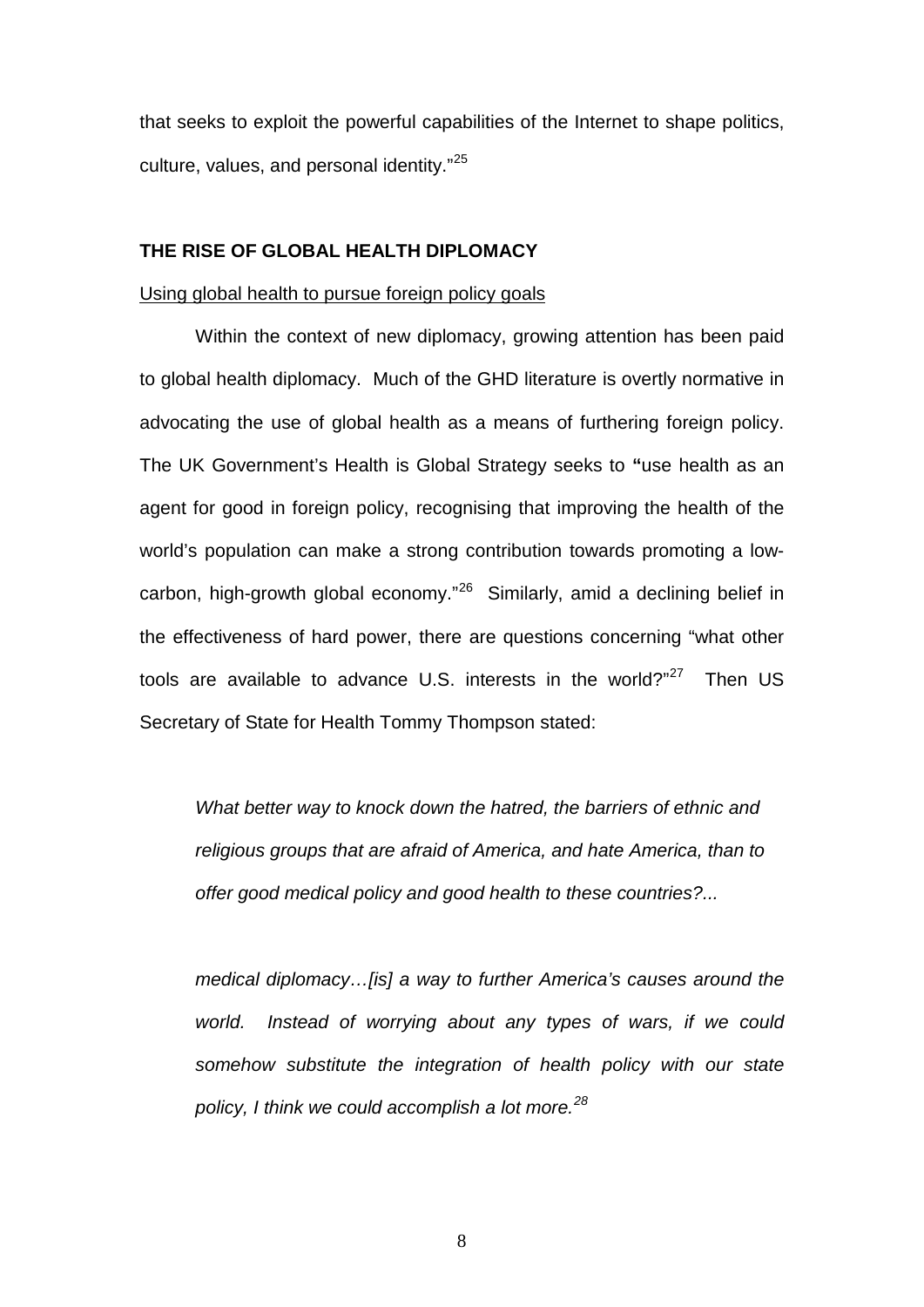that seeks to exploit the powerful capabilities of the Internet to shape politics, culture, values, and personal identity."[25]

## THE RISE OF GLOBAL HEALTH DIPLOMACY

### Using global health to pursue foreign policy goals

Within the context of new diplomacy, growing attention has been paid to global health diplomacy. Much of the GHD literature is overtly normative in advocating the use of global health as a means of furthering foreign policy. The UK Government's Health is Global Strategy seeks to **"**use health as an agent for good in foreign policy, recognising that improving the health of the world's population can make a strong contribution towards promoting a low-carbon, high-growth global economy."[26] Similarly, amid a declining belief in the effectiveness of hard power, there are questions concerning "what other tools are available to advance U.S. interests in the world?"[27] Then US Secretary of State for Health Tommy Thompson stated:

> *What better way to knock down the hatred, the barriers of ethnic and religious groups that are afraid of America, and hate America, than to offer good medical policy and good health to these countries?...*
>
> *medical diplomacy…[is] a way to further America's causes around the world. Instead of worrying about any types of wars, if we could somehow substitute the integration of health policy with our state policy, I think we could accomplish a lot more.*[28]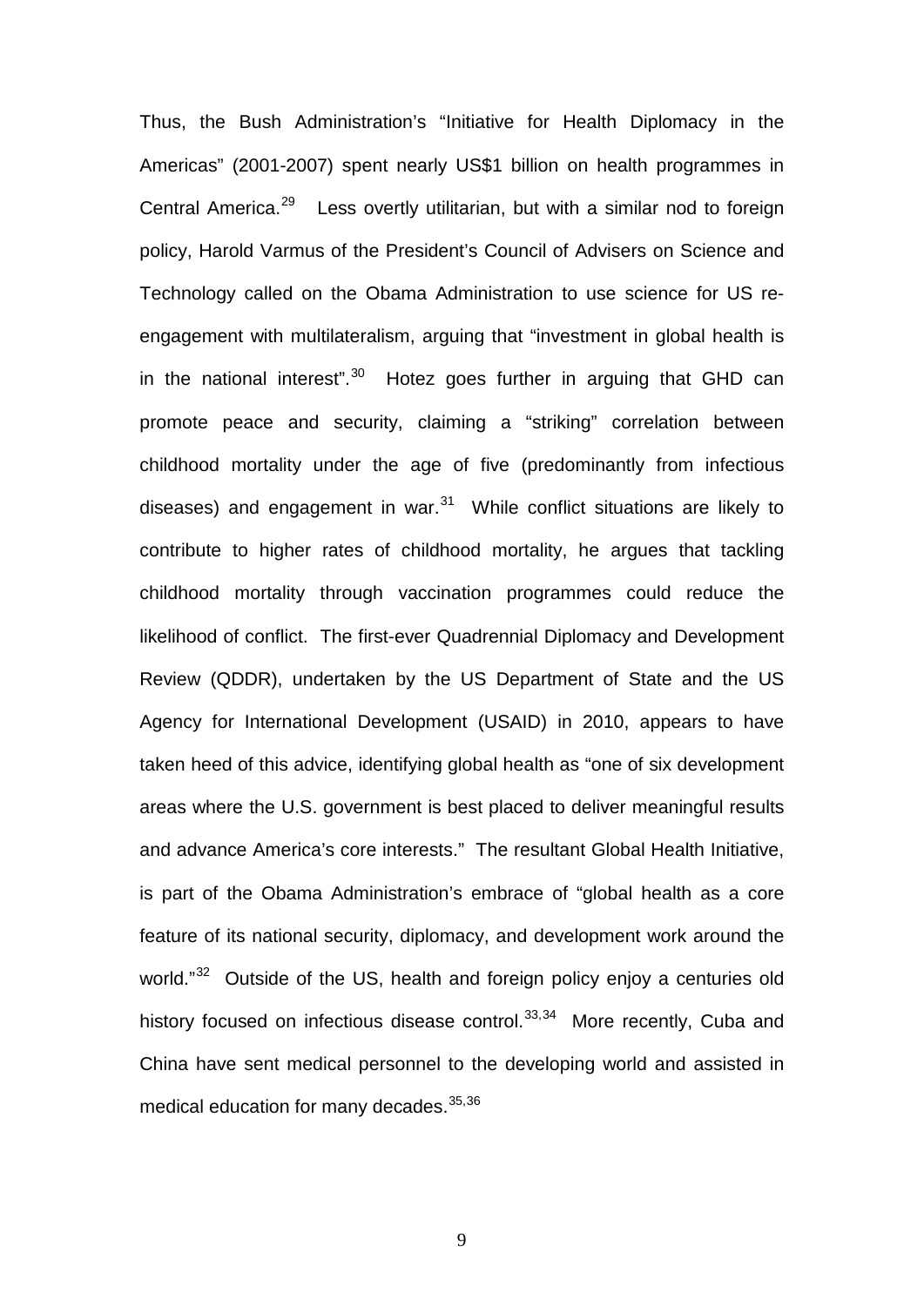Thus, the Bush Administration's "Initiative for Health Diplomacy in the Americas" (2001-2007) spent nearly US$1 billion on health programmes in Central America.[29] Less overtly utilitarian, but with a similar nod to foreign policy, Harold Varmus of the President's Council of Advisers on Science and Technology called on the Obama Administration to use science for US re-engagement with multilateralism, arguing that "investment in global health is in the national interest".[30] Hotez goes further in arguing that GHD can promote peace and security, claiming a "striking" correlation between childhood mortality under the age of five (predominantly from infectious diseases) and engagement in war.[31] While conflict situations are likely to contribute to higher rates of childhood mortality, he argues that tackling childhood mortality through vaccination programmes could reduce the likelihood of conflict. The first-ever Quadrennial Diplomacy and Development Review (QDDR), undertaken by the US Department of State and the US Agency for International Development (USAID) in 2010, appears to have taken heed of this advice, identifying global health as "one of six development areas where the U.S. government is best placed to deliver meaningful results and advance America's core interests." The resultant Global Health Initiative, is part of the Obama Administration's embrace of "global health as a core feature of its national security, diplomacy, and development work around the world."[32] Outside of the US, health and foreign policy enjoy a centuries old history focused on infectious disease control.[33,34] More recently, Cuba and China have sent medical personnel to the developing world and assisted in medical education for many decades.[35,36]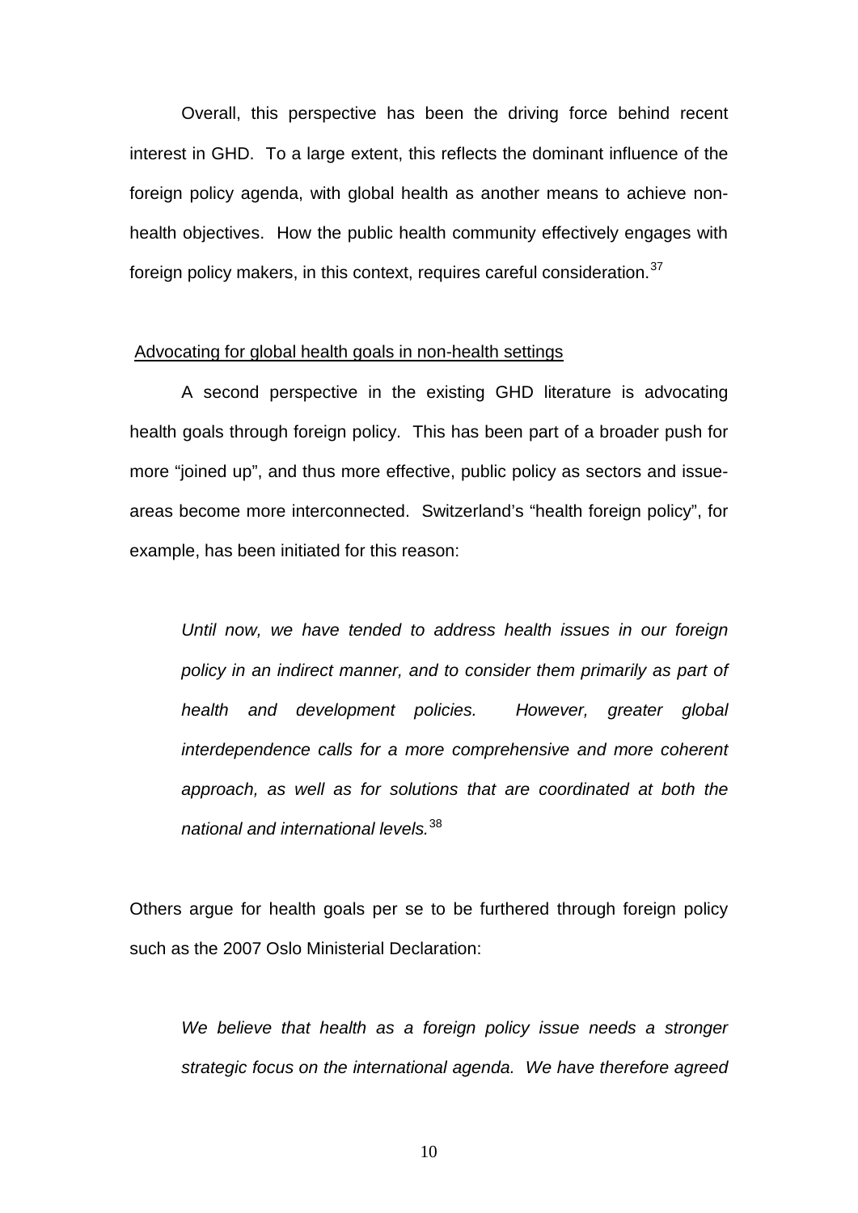Overall, this perspective has been the driving force behind recent interest in GHD. To a large extent, this reflects the dominant influence of the foreign policy agenda, with global health as another means to achieve non-health objectives. How the public health community effectively engages with foreign policy makers, in this context, requires careful consideration.[37]

Advocating for global health goals in non-health settings

A second perspective in the existing GHD literature is advocating health goals through foreign policy. This has been part of a broader push for more "joined up", and thus more effective, public policy as sectors and issue-areas become more interconnected. Switzerland's "health foreign policy", for example, has been initiated for this reason:

> *Until now, we have tended to address health issues in our foreign policy in an indirect manner, and to consider them primarily as part of health and development policies. However, greater global interdependence calls for a more comprehensive and more coherent approach, as well as for solutions that are coordinated at both the national and international levels.*[38]

Others argue for health goals per se to be furthered through foreign policy such as the 2007 Oslo Ministerial Declaration:

> *We believe that health as a foreign policy issue needs a stronger strategic focus on the international agenda. We have therefore agreed*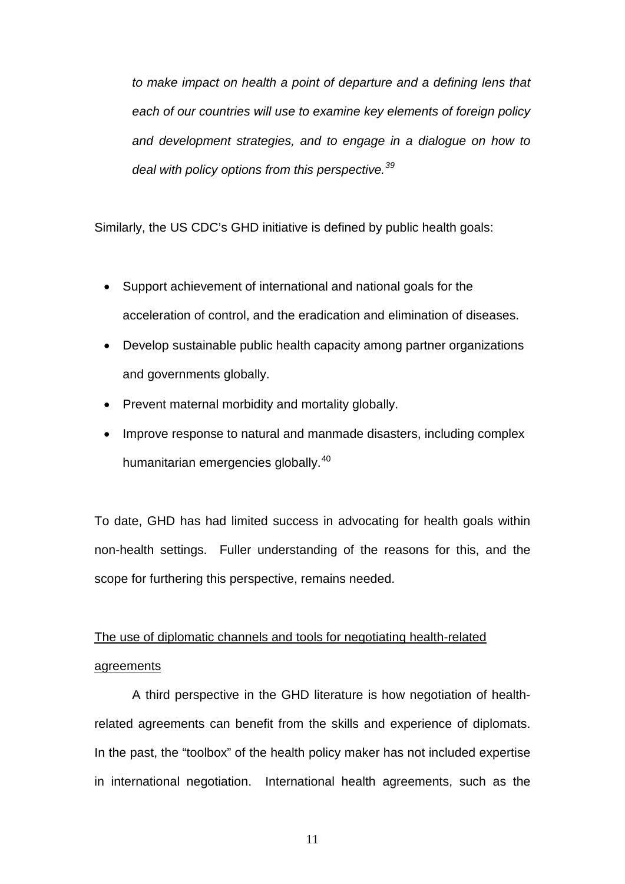*to make impact on health a point of departure and a defining lens that each of our countries will use to examine key elements of foreign policy and development strategies, and to engage in a dialogue on how to deal with policy options from this perspective.*[39]

Similarly, the US CDC's GHD initiative is defined by public health goals:

- Support achievement of international and national goals for the acceleration of control, and the eradication and elimination of diseases.
- Develop sustainable public health capacity among partner organizations and governments globally.
- Prevent maternal morbidity and mortality globally.
- Improve response to natural and manmade disasters, including complex humanitarian emergencies globally.[40]

To date, GHD has had limited success in advocating for health goals within non-health settings. Fuller understanding of the reasons for this, and the scope for furthering this perspective, remains needed.

<u>The use of diplomatic channels and tools for negotiating health-related agreements</u>

A third perspective in the GHD literature is how negotiation of health-related agreements can benefit from the skills and experience of diplomats. In the past, the "toolbox" of the health policy maker has not included expertise in international negotiation. International health agreements, such as the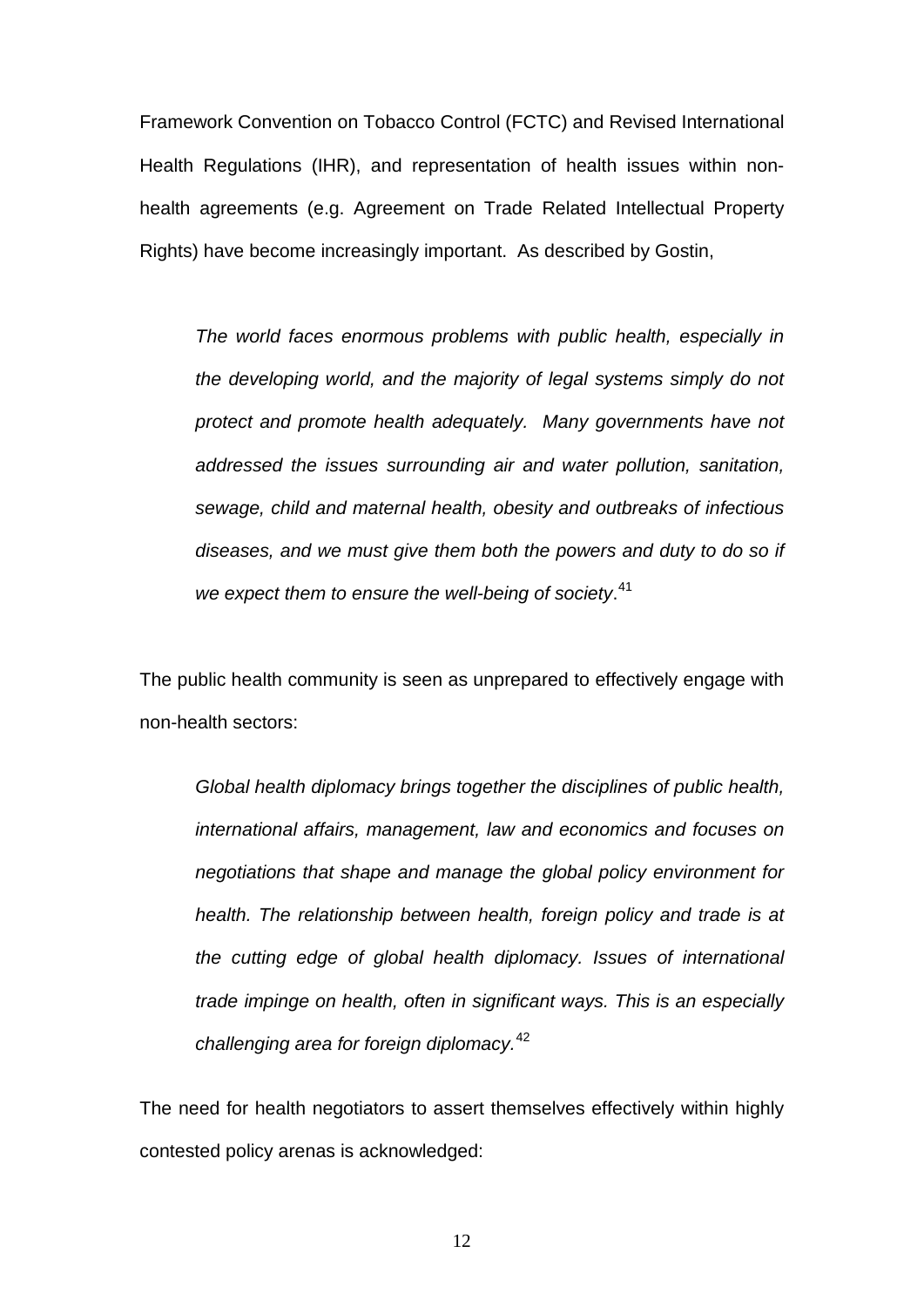Framework Convention on Tobacco Control (FCTC) and Revised International Health Regulations (IHR), and representation of health issues within non-health agreements (e.g. Agreement on Trade Related Intellectual Property Rights) have become increasingly important. As described by Gostin,

> *The world faces enormous problems with public health, especially in the developing world, and the majority of legal systems simply do not protect and promote health adequately. Many governments have not addressed the issues surrounding air and water pollution, sanitation, sewage, child and maternal health, obesity and outbreaks of infectious diseases, and we must give them both the powers and duty to do so if we expect them to ensure the well-being of society*.[41]

The public health community is seen as unprepared to effectively engage with non-health sectors:

> *Global health diplomacy brings together the disciplines of public health, international affairs, management, law and economics and focuses on negotiations that shape and manage the global policy environment for health. The relationship between health, foreign policy and trade is at the cutting edge of global health diplomacy. Issues of international trade impinge on health, often in significant ways. This is an especially challenging area for foreign diplomacy.*[42]

The need for health negotiators to assert themselves effectively within highly contested policy arenas is acknowledged: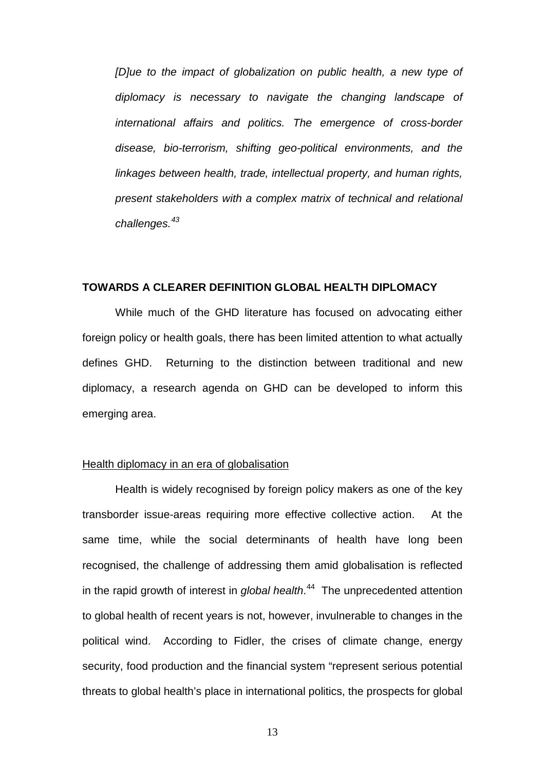> *[D]ue to the impact of globalization on public health, a new type of diplomacy is necessary to navigate the changing landscape of international affairs and politics. The emergence of cross-border disease, bio-terrorism, shifting geo-political environments, and the linkages between health, trade, intellectual property, and human rights, present stakeholders with a complex matrix of technical and relational challenges.*[43]

## TOWARDS A CLEARER DEFINITION GLOBAL HEALTH DIPLOMACY

While much of the GHD literature has focused on advocating either foreign policy or health goals, there has been limited attention to what actually defines GHD. Returning to the distinction between traditional and new diplomacy, a research agenda on GHD can be developed to inform this emerging area.

### Health diplomacy in an era of globalisation

Health is widely recognised by foreign policy makers as one of the key transborder issue-areas requiring more effective collective action. At the same time, while the social determinants of health have long been recognised, the challenge of addressing them amid globalisation is reflected in the rapid growth of interest in *global health*.[44] The unprecedented attention to global health of recent years is not, however, invulnerable to changes in the political wind. According to Fidler, the crises of climate change, energy security, food production and the financial system "represent serious potential threats to global health's place in international politics, the prospects for global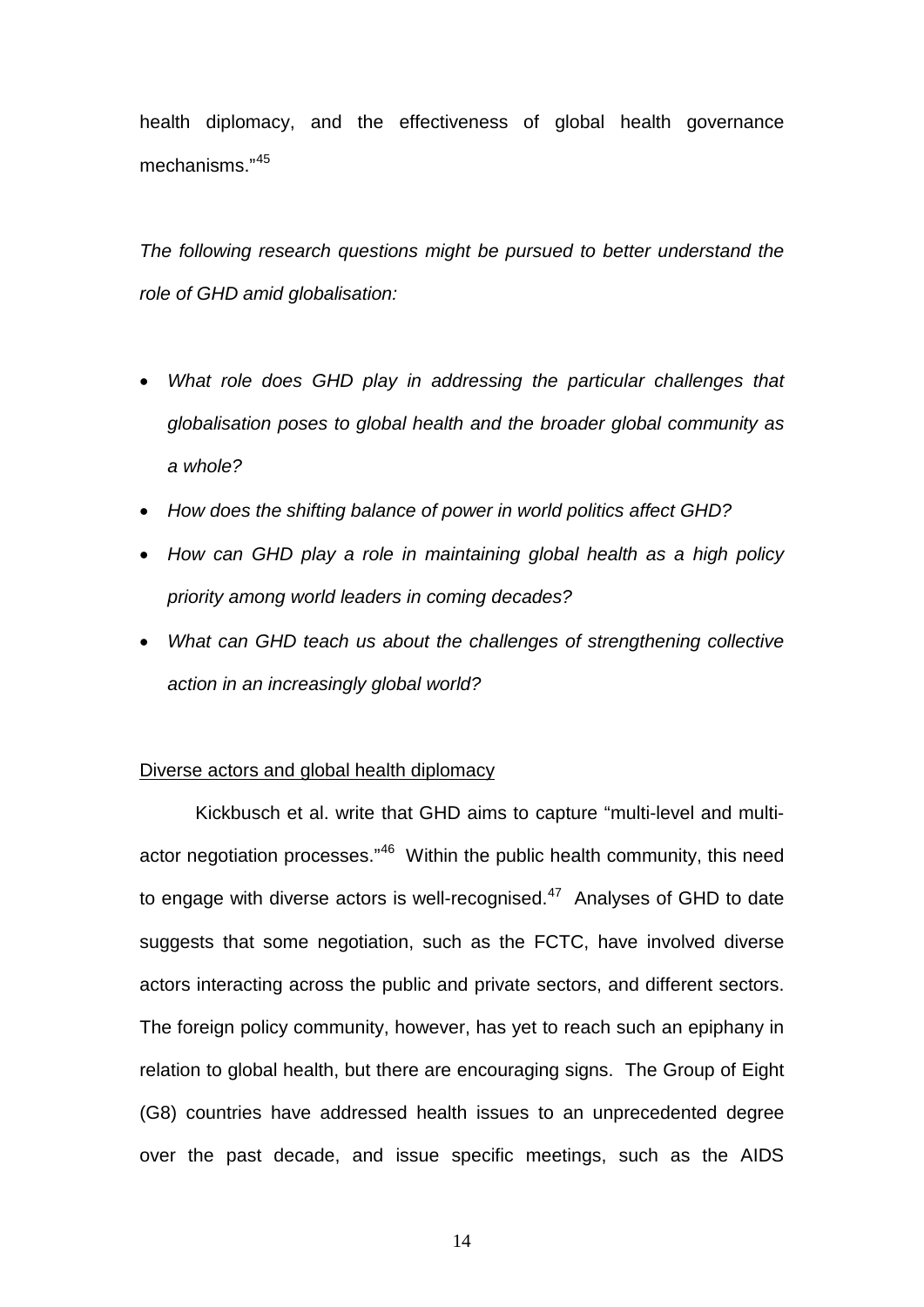health diplomacy, and the effectiveness of global health governance mechanisms."[45]

*The following research questions might be pursued to better understand the role of GHD amid globalisation:*

- *What role does GHD play in addressing the particular challenges that globalisation poses to global health and the broader global community as a whole?*
- *How does the shifting balance of power in world politics affect GHD?*
- *How can GHD play a role in maintaining global health as a high policy priority among world leaders in coming decades?*
- *What can GHD teach us about the challenges of strengthening collective action in an increasingly global world?*

Diverse actors and global health diplomacy

Kickbusch et al. write that GHD aims to capture "multi-level and multi-actor negotiation processes."[46] Within the public health community, this need to engage with diverse actors is well-recognised.[47] Analyses of GHD to date suggests that some negotiation, such as the FCTC, have involved diverse actors interacting across the public and private sectors, and different sectors. The foreign policy community, however, has yet to reach such an epiphany in relation to global health, but there are encouraging signs. The Group of Eight (G8) countries have addressed health issues to an unprecedented degree over the past decade, and issue specific meetings, such as the AIDS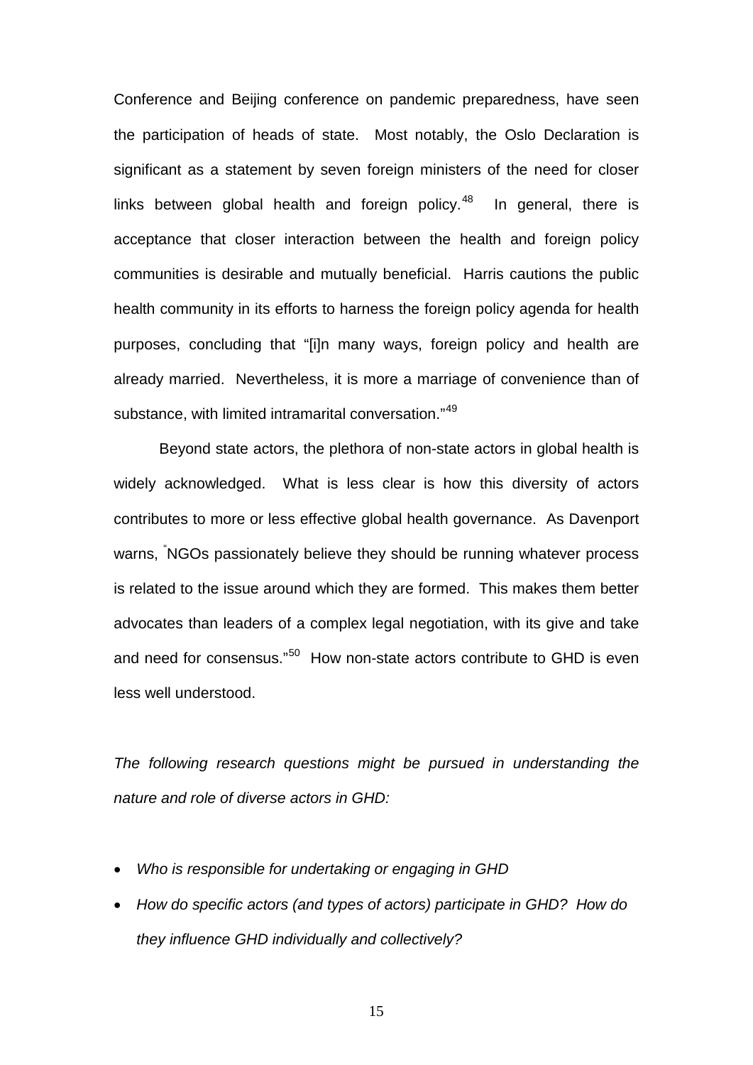Conference and Beijing conference on pandemic preparedness, have seen the participation of heads of state. Most notably, the Oslo Declaration is significant as a statement by seven foreign ministers of the need for closer links between global health and foreign policy.[48] In general, there is acceptance that closer interaction between the health and foreign policy communities is desirable and mutually beneficial. Harris cautions the public health community in its efforts to harness the foreign policy agenda for health purposes, concluding that "[i]n many ways, foreign policy and health are already married. Nevertheless, it is more a marriage of convenience than of substance, with limited intramarital conversation."[49]

Beyond state actors, the plethora of non-state actors in global health is widely acknowledged. What is less clear is how this diversity of actors contributes to more or less effective global health governance. As Davenport warns, "NGOs passionately believe they should be running whatever process is related to the issue around which they are formed. This makes them better advocates than leaders of a complex legal negotiation, with its give and take and need for consensus."[50] How non-state actors contribute to GHD is even less well understood.

*The following research questions might be pursued in understanding the nature and role of diverse actors in GHD:*

- *Who is responsible for undertaking or engaging in GHD*
- *How do specific actors (and types of actors) participate in GHD? How do they influence GHD individually and collectively?*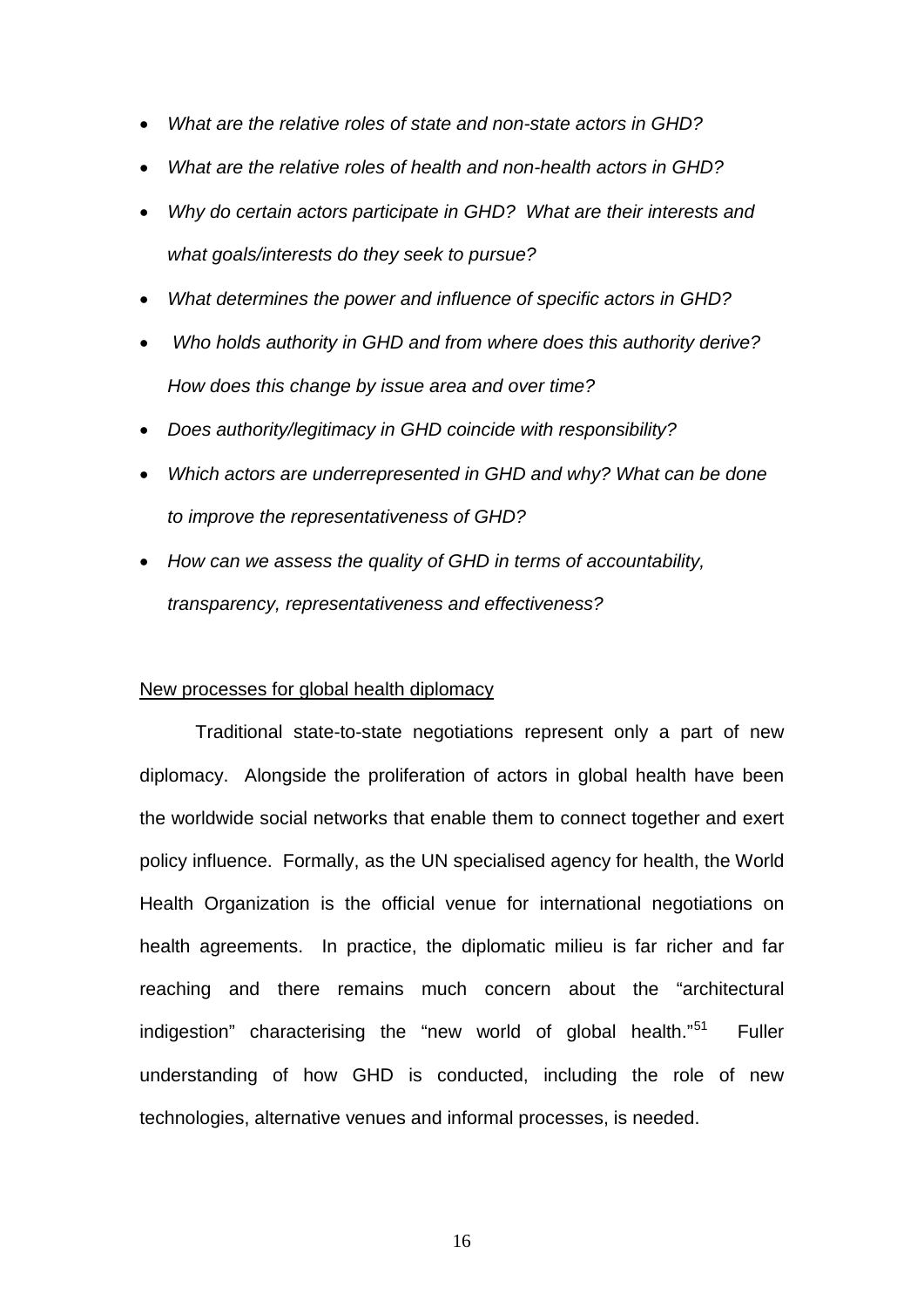- *What are the relative roles of state and non-state actors in GHD?*
- *What are the relative roles of health and non-health actors in GHD?*
- *Why do certain actors participate in GHD? What are their interests and what goals/interests do they seek to pursue?*
- *What determines the power and influence of specific actors in GHD?*
- *Who holds authority in GHD and from where does this authority derive? How does this change by issue area and over time?*
- *Does authority/legitimacy in GHD coincide with responsibility?*
- *Which actors are underrepresented in GHD and why? What can be done to improve the representativeness of GHD?*
- *How can we assess the quality of GHD in terms of accountability, transparency, representativeness and effectiveness?*

<u>New processes for global health diplomacy</u>

Traditional state-to-state negotiations represent only a part of new diplomacy. Alongside the proliferation of actors in global health have been the worldwide social networks that enable them to connect together and exert policy influence. Formally, as the UN specialised agency for health, the World Health Organization is the official venue for international negotiations on health agreements. In practice, the diplomatic milieu is far richer and far reaching and there remains much concern about the "architectural indigestion" characterising the "new world of global health."[51] Fuller understanding of how GHD is conducted, including the role of new technologies, alternative venues and informal processes, is needed.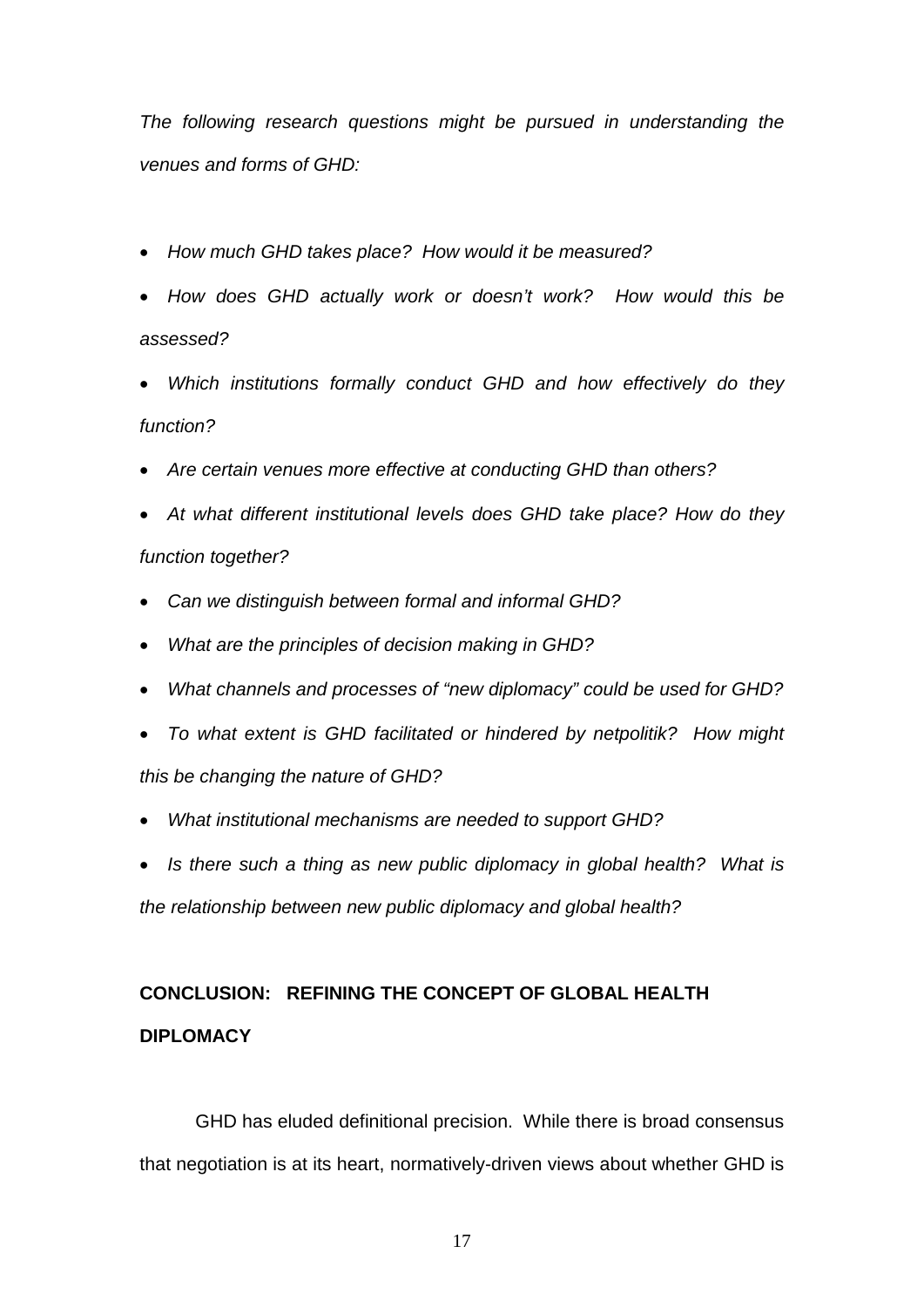*The following research questions might be pursued in understanding the venues and forms of GHD:*

- *How much GHD takes place? How would it be measured?*
- *How does GHD actually work or doesn't work? How would this be assessed?*
- *Which institutions formally conduct GHD and how effectively do they function?*
- *Are certain venues more effective at conducting GHD than others?*
- *At what different institutional levels does GHD take place? How do they function together?*
- *Can we distinguish between formal and informal GHD?*
- *What are the principles of decision making in GHD?*
- *What channels and processes of "new diplomacy" could be used for GHD?*
- *To what extent is GHD facilitated or hindered by netpolitik? How might this be changing the nature of GHD?*
- *What institutional mechanisms are needed to support GHD?*
- *Is there such a thing as new public diplomacy in global health? What is the relationship between new public diplomacy and global health?*

## CONCLUSION: REFINING THE CONCEPT OF GLOBAL HEALTH DIPLOMACY

GHD has eluded definitional precision. While there is broad consensus that negotiation is at its heart, normatively-driven views about whether GHD is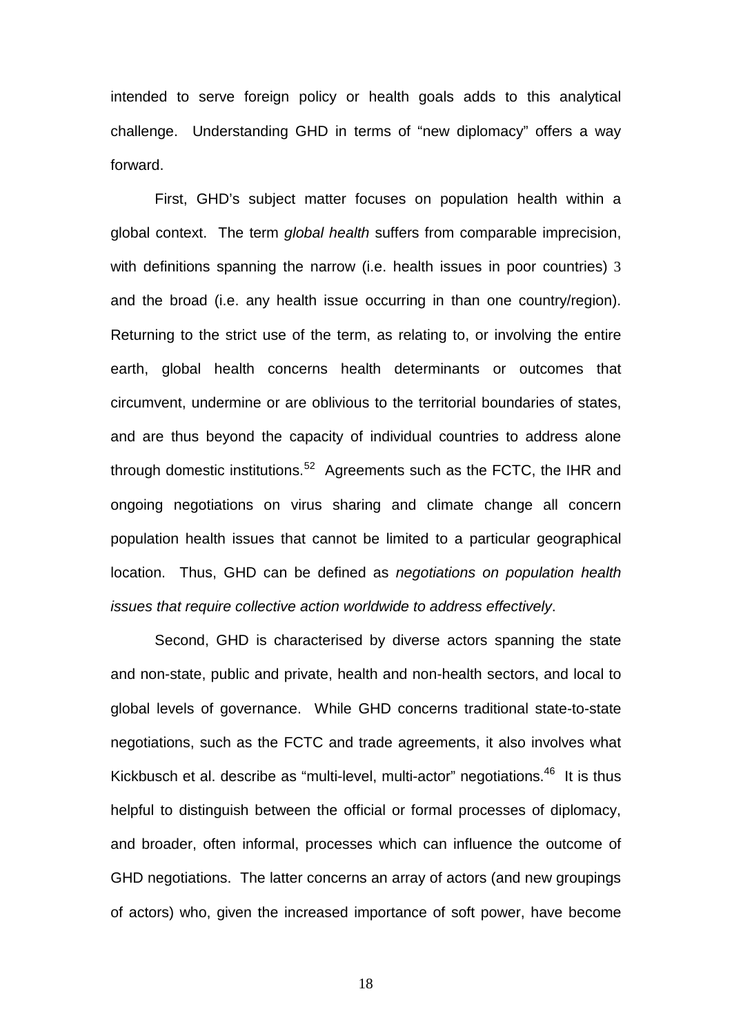intended to serve foreign policy or health goals adds to this analytical challenge. Understanding GHD in terms of "new diplomacy" offers a way forward.

First, GHD's subject matter focuses on population health within a global context. The term *global health* suffers from comparable imprecision, with definitions spanning the narrow (i.e. health issues in poor countries) 3 and the broad (i.e. any health issue occurring in than one country/region). Returning to the strict use of the term, as relating to, or involving the entire earth, global health concerns health determinants or outcomes that circumvent, undermine or are oblivious to the territorial boundaries of states, and are thus beyond the capacity of individual countries to address alone through domestic institutions.[52] Agreements such as the FCTC, the IHR and ongoing negotiations on virus sharing and climate change all concern population health issues that cannot be limited to a particular geographical location. Thus, GHD can be defined as *negotiations on population health issues that require collective action worldwide to address effectively*.

Second, GHD is characterised by diverse actors spanning the state and non-state, public and private, health and non-health sectors, and local to global levels of governance. While GHD concerns traditional state-to-state negotiations, such as the FCTC and trade agreements, it also involves what Kickbusch et al. describe as "multi-level, multi-actor" negotiations.[46] It is thus helpful to distinguish between the official or formal processes of diplomacy, and broader, often informal, processes which can influence the outcome of GHD negotiations. The latter concerns an array of actors (and new groupings of actors) who, given the increased importance of soft power, have become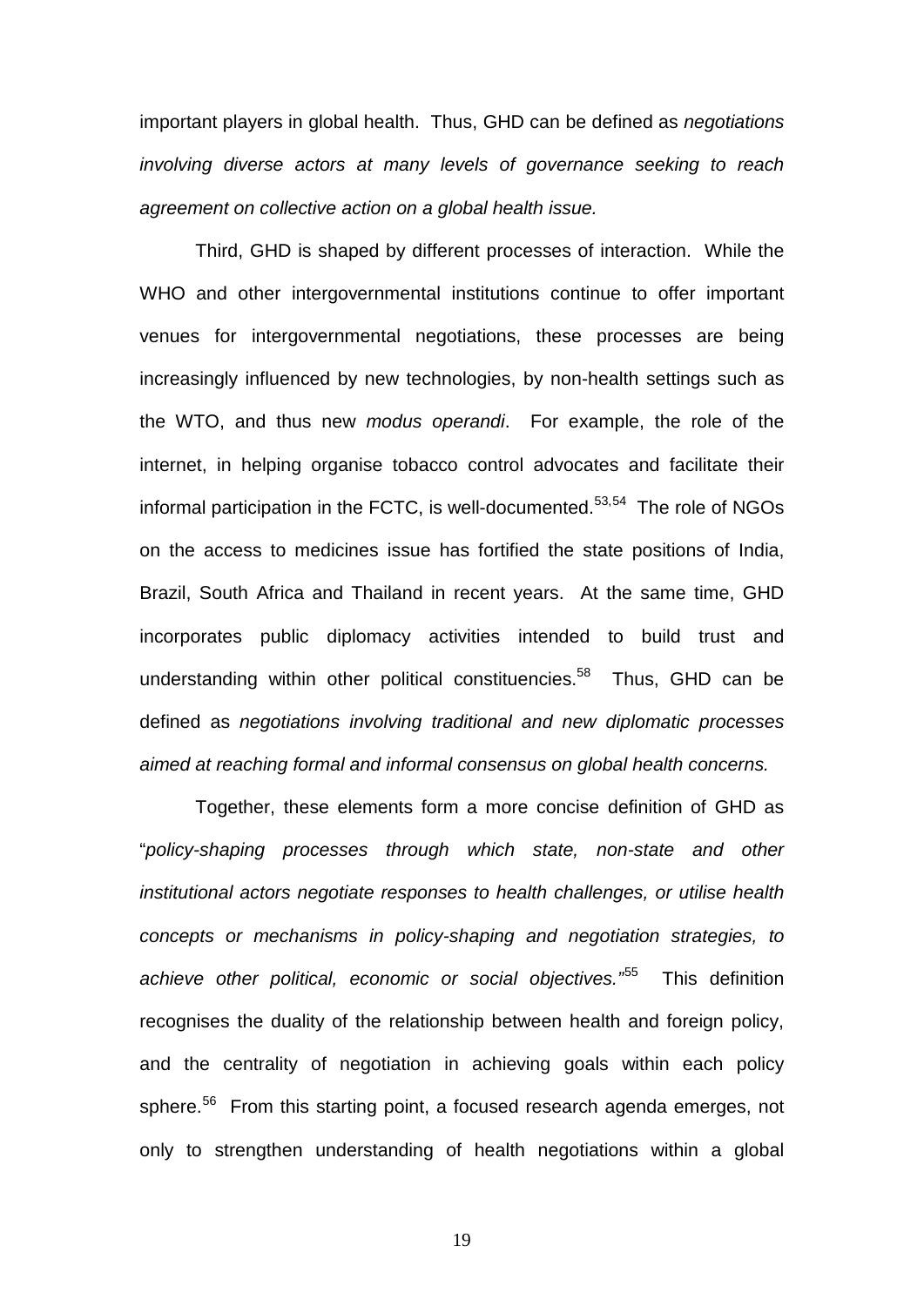important players in global health. Thus, GHD can be defined as *negotiations involving diverse actors at many levels of governance seeking to reach agreement on collective action on a global health issue.*

Third, GHD is shaped by different processes of interaction. While the WHO and other intergovernmental institutions continue to offer important venues for intergovernmental negotiations, these processes are being increasingly influenced by new technologies, by non-health settings such as the WTO, and thus new *modus operandi*. For example, the role of the internet, in helping organise tobacco control advocates and facilitate their informal participation in the FCTC, is well-documented.[53,54] The role of NGOs on the access to medicines issue has fortified the state positions of India, Brazil, South Africa and Thailand in recent years. At the same time, GHD incorporates public diplomacy activities intended to build trust and understanding within other political constituencies.[58] Thus, GHD can be defined as *negotiations involving traditional and new diplomatic processes aimed at reaching formal and informal consensus on global health concerns.*

Together, these elements form a more concise definition of GHD as "*policy-shaping processes through which state, non-state and other institutional actors negotiate responses to health challenges, or utilise health concepts or mechanisms in policy-shaping and negotiation strategies, to achieve other political, economic or social objectives."*[55] This definition recognises the duality of the relationship between health and foreign policy, and the centrality of negotiation in achieving goals within each policy sphere.[56] From this starting point, a focused research agenda emerges, not only to strengthen understanding of health negotiations within a global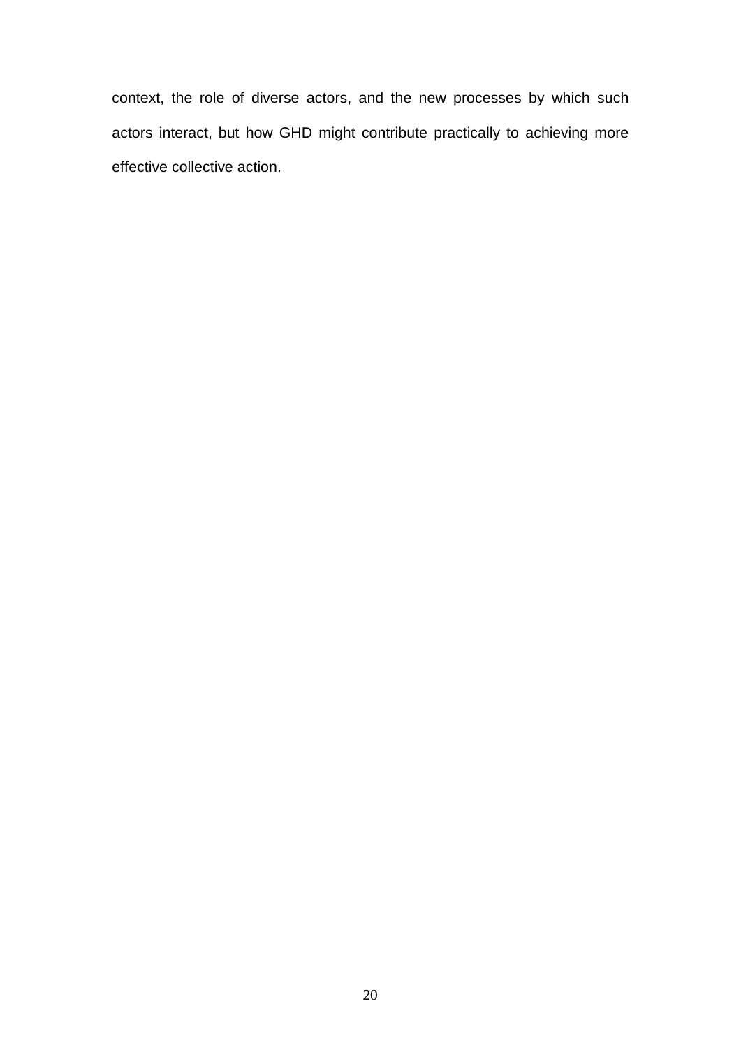context, the role of diverse actors, and the new processes by which such actors interact, but how GHD might contribute practically to achieving more effective collective action.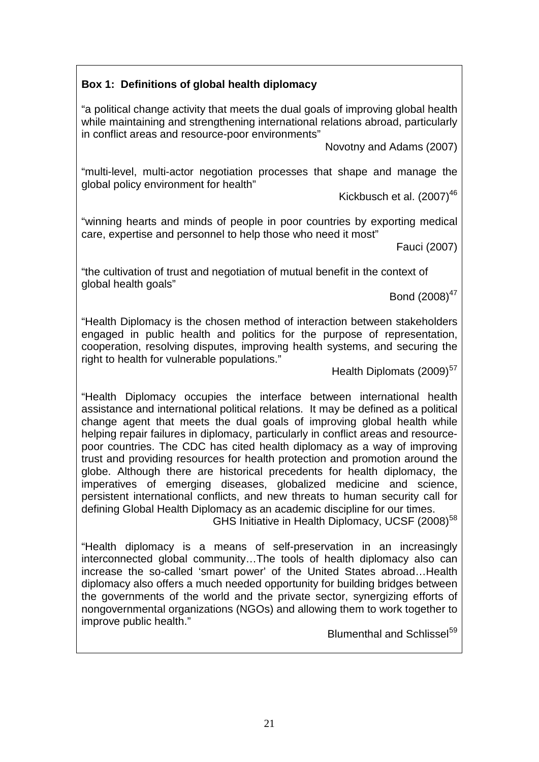**Box 1: Definitions of global health diplomacy**

"a political change activity that meets the dual goals of improving global health while maintaining and strengthening international relations abroad, particularly in conflict areas and resource-poor environments"

Novotny and Adams (2007)

"multi-level, multi-actor negotiation processes that shape and manage the global policy environment for health"

Kickbusch et al. (2007)[46]

"winning hearts and minds of people in poor countries by exporting medical care, expertise and personnel to help those who need it most"

Fauci (2007)

"the cultivation of trust and negotiation of mutual benefit in the context of global health goals"

Bond (2008)[47]

"Health Diplomacy is the chosen method of interaction between stakeholders engaged in public health and politics for the purpose of representation, cooperation, resolving disputes, improving health systems, and securing the right to health for vulnerable populations."

Health Diplomats (2009)[57]

"Health Diplomacy occupies the interface between international health assistance and international political relations. It may be defined as a political change agent that meets the dual goals of improving global health while helping repair failures in diplomacy, particularly in conflict areas and resource-poor countries. The CDC has cited health diplomacy as a way of improving trust and providing resources for health protection and promotion around the globe. Although there are historical precedents for health diplomacy, the imperatives of emerging diseases, globalized medicine and science, persistent international conflicts, and new threats to human security call for defining Global Health Diplomacy as an academic discipline for our times.

GHS Initiative in Health Diplomacy, UCSF (2008)[58]

"Health diplomacy is a means of self-preservation in an increasingly interconnected global community…The tools of health diplomacy also can increase the so-called 'smart power' of the United States abroad…Health diplomacy also offers a much needed opportunity for building bridges between the governments of the world and the private sector, synergizing efforts of nongovernmental organizations (NGOs) and allowing them to work together to improve public health."

Blumenthal and Schlissel[59]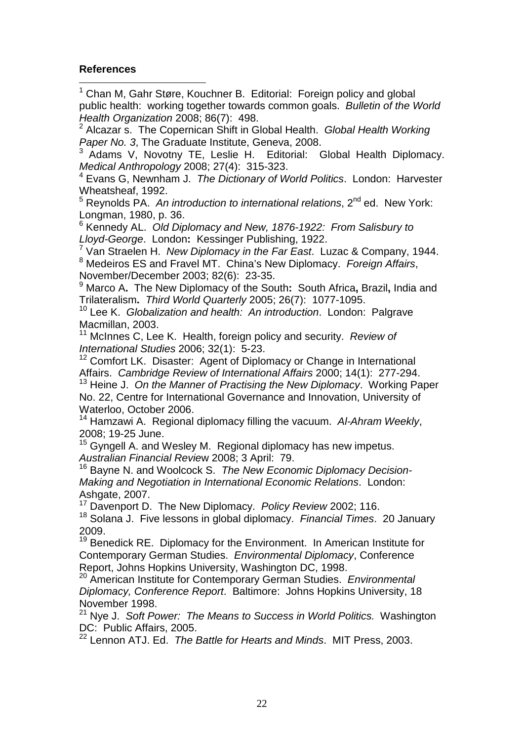**References**

[1] Chan M, Gahr Støre, Kouchner B. Editorial: Foreign policy and global public health: working together towards common goals. *Bulletin of the World Health Organization* 2008; 86(7): 498.

[2] Alcazar s. The Copernican Shift in Global Health. *Global Health Working Paper No. 3*, The Graduate Institute, Geneva, 2008.

[3] Adams V, Novotny TE, Leslie H. Editorial: Global Health Diplomacy. *Medical Anthropology* 2008; 27(4): 315-323.

[4] Evans G, Newnham J. *The Dictionary of World Politics*. London: Harvester Wheatsheaf, 1992.

[5] Reynolds PA. *An introduction to international relations*, 2nd ed. New York: Longman, 1980, p. 36.

[6] Kennedy AL. *Old Diplomacy and New, 1876-1922: From Salisbury to Lloyd-George*. London**:** Kessinger Publishing, 1922.

[7] Van Straelen H. *New Diplomacy in the Far East*. Luzac & Company, 1944.

[8] Medeiros ES and Fravel MT. China's New Diplomacy. *Foreign Affairs*, November/December 2003; 82(6): 23-35.

[9] Marco A**.** The New Diplomacy of the South**:** South Africa**,** Brazil**,** India and Trilateralism**.** *Third World Quarterly* 2005; 26(7): 1077-1095.

[10] Lee K. *Globalization and health: An introduction*. London: Palgrave Macmillan, 2003.

[11] McInnes C, Lee K. Health, foreign policy and security. *Review of International Studies* 2006; 32(1): 5-23.

[12] Comfort LK. Disaster: Agent of Diplomacy or Change in International Affairs. *Cambridge Review of International Affairs* 2000; 14(1): 277-294.

[13] Heine J. *On the Manner of Practising the New Diplomacy*. Working Paper No. 22, Centre for International Governance and Innovation, University of Waterloo, October 2006.

[14] Hamzawi A. Regional diplomacy filling the vacuum. *Al-Ahram Weekly*, 2008; 19-25 June.

[15] Gyngell A. and Wesley M. Regional diplomacy has new impetus. *Australian Financial Review* 2008; 3 April: 79.

[16] Bayne N. and Woolcock S. *The New Economic Diplomacy Decision-Making and Negotiation in International Economic Relations*. London: Ashgate, 2007.

[17] Davenport D. The New Diplomacy. *Policy Review* 2002; 116.

[18] Solana J. Five lessons in global diplomacy. *Financial Times*. 20 January 2009.

[19] Benedick RE. Diplomacy for the Environment. In American Institute for Contemporary German Studies. *Environmental Diplomacy*, Conference Report, Johns Hopkins University, Washington DC, 1998.

[20] American Institute for Contemporary German Studies. *Environmental Diplomacy, Conference Report*. Baltimore: Johns Hopkins University, 18 November 1998.

[21] Nye J. *Soft Power: The Means to Success in World Politics.* Washington DC: Public Affairs, 2005.

[22] Lennon ATJ. Ed. *The Battle for Hearts and Minds*. MIT Press, 2003.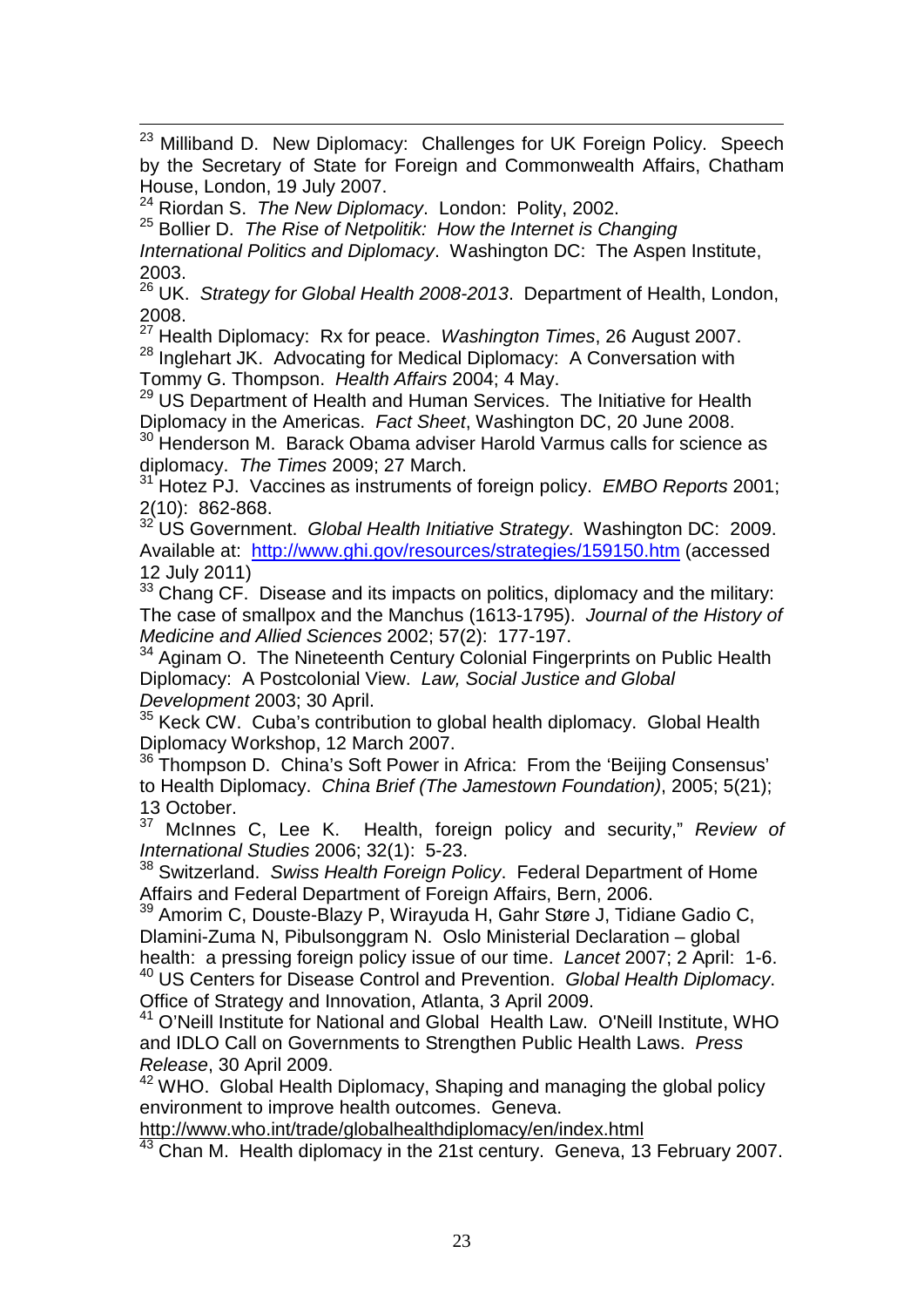[23] Milliband D. New Diplomacy: Challenges for UK Foreign Policy. Speech by the Secretary of State for Foreign and Commonwealth Affairs, Chatham House, London, 19 July 2007.

[24] Riordan S. *The New Diplomacy*. London: Polity, 2002.

[25] Bollier D. *The Rise of Netpolitik: How the Internet is Changing International Politics and Diplomacy*. Washington DC: The Aspen Institute, 2003.

[26] UK. *Strategy for Global Health 2008-2013*. Department of Health, London, 2008.

[27] Health Diplomacy: Rx for peace. *Washington Times*, 26 August 2007.

[28] Inglehart JK. Advocating for Medical Diplomacy: A Conversation with Tommy G. Thompson. *Health Affairs* 2004; 4 May.

[29] US Department of Health and Human Services. The Initiative for Health Diplomacy in the Americas. *Fact Sheet*, Washington DC, 20 June 2008.

[30] Henderson M. Barack Obama adviser Harold Varmus calls for science as diplomacy. *The Times* 2009; 27 March.

[31] Hotez PJ. Vaccines as instruments of foreign policy. *EMBO Reports* 2001; 2(10): 862-868.

[32] US Government. *Global Health Initiative Strategy*. Washington DC: 2009. Available at: http://www.ghi.gov/resources/strategies/159150.htm (accessed 12 July 2011)

[33] Chang CF. Disease and its impacts on politics, diplomacy and the military: The case of smallpox and the Manchus (1613-1795). *Journal of the History of Medicine and Allied Sciences* 2002; 57(2): 177-197.

[34] Aginam O. The Nineteenth Century Colonial Fingerprints on Public Health Diplomacy: A Postcolonial View. *Law, Social Justice and Global Development* 2003; 30 April.

[35] Keck CW. Cuba's contribution to global health diplomacy. Global Health Diplomacy Workshop, 12 March 2007.

[36] Thompson D. China's Soft Power in Africa: From the 'Beijing Consensus' to Health Diplomacy. *China Brief (The Jamestown Foundation)*, 2005; 5(21); 13 October.

[37] McInnes C, Lee K. Health, foreign policy and security," *Review of International Studies* 2006; 32(1): 5-23.

[38] Switzerland. *Swiss Health Foreign Policy*. Federal Department of Home Affairs and Federal Department of Foreign Affairs, Bern, 2006.

[39] Amorim C, Douste-Blazy P, Wirayuda H, Gahr Støre J, Tidiane Gadio C, Dlamini-Zuma N, Pibulsonggram N. Oslo Ministerial Declaration – global health: a pressing foreign policy issue of our time. *Lancet* 2007; 2 April: 1-6.

[40] US Centers for Disease Control and Prevention. *Global Health Diplomacy*. Office of Strategy and Innovation, Atlanta, 3 April 2009.

[41] O'Neill Institute for National and Global Health Law. O'Neill Institute, WHO and IDLO Call on Governments to Strengthen Public Health Laws. *Press Release*, 30 April 2009.

[42] WHO. Global Health Diplomacy, Shaping and managing the global policy environment to improve health outcomes. Geneva. http://www.who.int/trade/globalhealthdiplomacy/en/index.html

[43] Chan M. Health diplomacy in the 21st century. Geneva, 13 February 2007.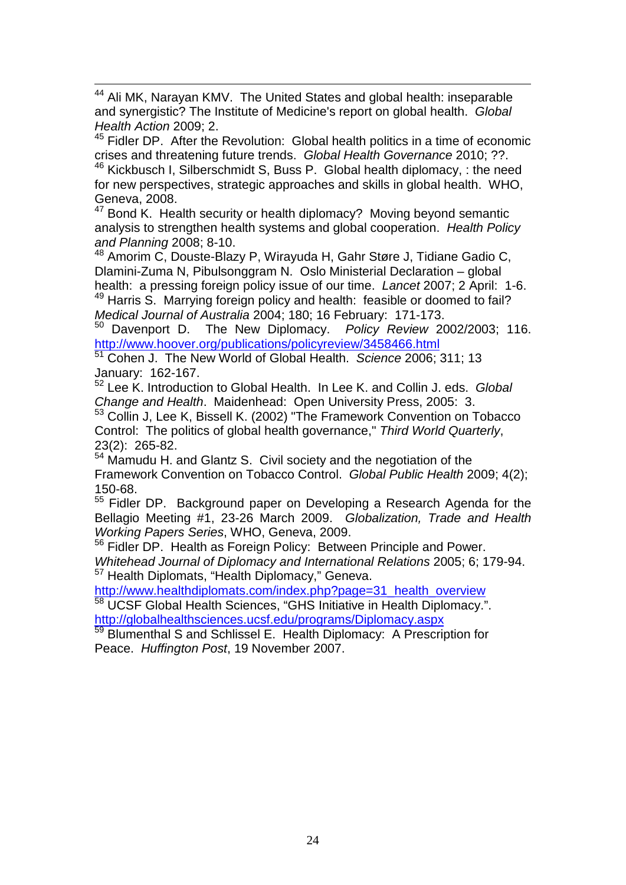[44] Ali MK, Narayan KMV. The United States and global health: inseparable and synergistic? The Institute of Medicine's report on global health. *Global Health Action* 2009; 2.

[45] Fidler DP. After the Revolution: Global health politics in a time of economic crises and threatening future trends. *Global Health Governance* 2010; ??.

[46] Kickbusch I, Silberschmidt S, Buss P. Global health diplomacy, : the need for new perspectives, strategic approaches and skills in global health. WHO, Geneva, 2008.

[47] Bond K. Health security or health diplomacy? Moving beyond semantic analysis to strengthen health systems and global cooperation. *Health Policy and Planning* 2008; 8-10.

[48] Amorim C, Douste-Blazy P, Wirayuda H, Gahr Støre J, Tidiane Gadio C, Dlamini-Zuma N, Pibulsonggram N. Oslo Ministerial Declaration – global health: a pressing foreign policy issue of our time. *Lancet* 2007; 2 April: 1-6.

[49] Harris S. Marrying foreign policy and health: feasible or doomed to fail? *Medical Journal of Australia* 2004; 180; 16 February: 171-173.

[50] Davenport D. The New Diplomacy. *Policy Review* 2002/2003; 116. http://www.hoover.org/publications/policyreview/3458466.html

[51] Cohen J. The New World of Global Health. *Science* 2006; 311; 13 January: 162-167.

[52] Lee K. Introduction to Global Health. In Lee K. and Collin J. eds. *Global Change and Health*. Maidenhead: Open University Press, 2005: 3.

[53] Collin J, Lee K, Bissell K. (2002) "The Framework Convention on Tobacco Control: The politics of global health governance," *Third World Quarterly*, 23(2): 265-82.

[54] Mamudu H. and Glantz S. Civil society and the negotiation of the Framework Convention on Tobacco Control. *Global Public Health* 2009; 4(2); 150-68.

[55] Fidler DP. Background paper on Developing a Research Agenda for the Bellagio Meeting #1, 23-26 March 2009. *Globalization, Trade and Health Working Papers Series*, WHO, Geneva, 2009.

[56] Fidler DP. Health as Foreign Policy: Between Principle and Power. *Whitehead Journal of Diplomacy and International Relations* 2005; 6; 179-94.

[57] Health Diplomats, "Health Diplomacy," Geneva. http://www.healthdiplomats.com/index.php?page=31_health_overview

[58] UCSF Global Health Sciences, "GHS Initiative in Health Diplomacy.". http://globalhealthsciences.ucsf.edu/programs/Diplomacy.aspx

[59] Blumenthal S and Schlissel E. Health Diplomacy: A Prescription for Peace. *Huffington Post*, 19 November 2007.